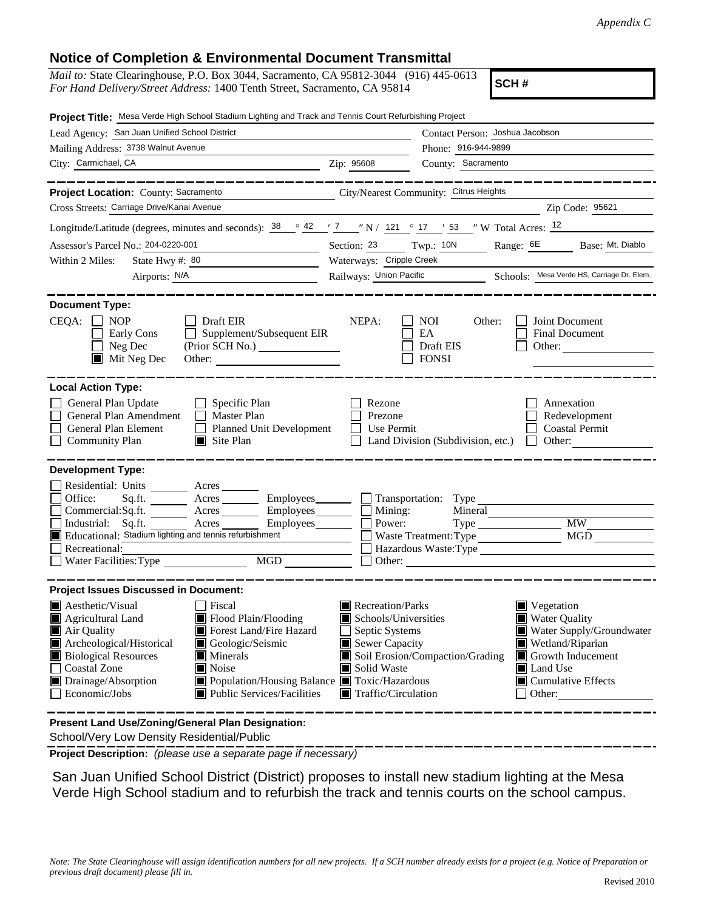*Appendix C*

## Notice of Completion & Environmental Document Transmittal

*Mail to:* State Clearinghouse, P.O. Box 3044, Sacramento, CA 95812-3044 (916) 445-0613
*For Hand Delivery/Street Address:* 1400 Tenth Street, Sacramento, CA 95814

**SCH #**

**Project Title:** Mesa Verde High School Stadium Lighting and Track and Tennis Court Refurbishing Project

Lead Agency: San Juan Unified School District
Contact Person: Joshua Jacobson
Mailing Address: 3738 Walnut Avenue
Phone: 916-944-9899
City: Carmichael, CA
Zip: 95608
County: Sacramento

---

**Project Location:** County: Sacramento
City/Nearest Community: Citrus Heights
Cross Streets: Carriage Drive/Kanai Avenue
Zip Code: 95621

Longitude/Latitude (degrees, minutes and seconds): 38 ° 42 ′ 7 ″ N / 121 ° 17 ′ 53 ″ W Total Acres: 12

Assessor's Parcel No.: 204-0220-001
Section: 23 Twp.: 10N Range: 6E Base: Mt. Diablo

Within 2 Miles: State Hwy #: 80
Waterways: Cripple Creek
Airports: N/A
Railways: Union Pacific
Schools: Mesa Verde HS, Carriage Dr. Elem.

---

**Document Type:**

CEQA:
- [ ] NOP
- [ ] Early Cons
- [ ] Neg Dec
- [x] Mit Neg Dec
- [ ] Draft EIR
- [ ] Supplement/Subsequent EIR (Prior SCH No.) ______
- Other: ______

NEPA:
- [ ] NOI
- [ ] EA
- [ ] Draft EIS
- [ ] FONSI

Other:
- [ ] Joint Document
- [ ] Final Document
- [ ] Other: ______

---

**Local Action Type:**

- [ ] General Plan Update
- [ ] General Plan Amendment
- [ ] General Plan Element
- [ ] Community Plan
- [ ] Specific Plan
- [ ] Master Plan
- [ ] Planned Unit Development
- [x] Site Plan
- [ ] Rezone
- [ ] Prezone
- [ ] Use Permit
- [ ] Land Division (Subdivision, etc.)
- [ ] Annexation
- [ ] Redevelopment
- [ ] Coastal Permit
- [ ] Other: ______

---

**Development Type:**

- [ ] Residential: Units ______ Acres ______
- [ ] Office: Sq.ft. ______ Acres ______ Employees ______
- [ ] Commercial: Sq.ft. ______ Acres ______ Employees ______
- [ ] Industrial: Sq.ft. ______ Acres ______ Employees ______
- [x] Educational: Stadium lighting and tennis refurbishment
- [ ] Recreational: ______
- [ ] Water Facilities: Type ______ MGD ______
- [ ] Transportation: Type ______
- [ ] Mining: Mineral ______
- [ ] Power: Type ______ MW ______
- [ ] Waste Treatment: Type ______ MGD ______
- [ ] Hazardous Waste: Type ______
- [ ] Other: ______

---

**Project Issues Discussed in Document:**

- [x] Aesthetic/Visual
- [x] Agricultural Land
- [x] Air Quality
- [x] Archeological/Historical
- [x] Biological Resources
- [ ] Coastal Zone
- [x] Drainage/Absorption
- [ ] Economic/Jobs
- [ ] Fiscal
- [x] Flood Plain/Flooding
- [x] Forest Land/Fire Hazard
- [x] Geologic/Seismic
- [x] Minerals
- [x] Noise
- [x] Population/Housing Balance
- [x] Public Services/Facilities
- [x] Recreation/Parks
- [x] Schools/Universities
- [ ] Septic Systems
- [x] Sewer Capacity
- [x] Soil Erosion/Compaction/Grading
- [x] Solid Waste
- [x] Toxic/Hazardous
- [x] Traffic/Circulation
- [x] Vegetation
- [x] Water Quality
- [x] Water Supply/Groundwater
- [x] Wetland/Riparian
- [x] Growth Inducement
- [x] Land Use
- [x] Cumulative Effects
- [ ] Other: ______

---

**Present Land Use/Zoning/General Plan Designation:**

School/Very Low Density Residential/Public

**Project Description:** *(please use a separate page if necessary)*

San Juan Unified School District (District) proposes to install new stadium lighting at the Mesa Verde High School stadium and to refurbish the track and tennis courts on the school campus.

*Note: The State Clearinghouse will assign identification numbers for all new projects. If a SCH number already exists for a project (e.g. Notice of Preparation or previous draft document) please fill in.*

Revised 2010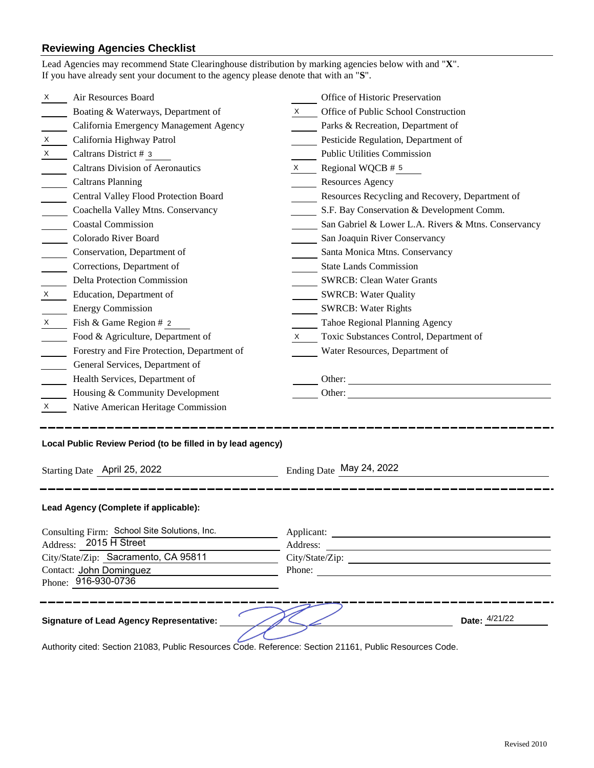## Reviewing Agencies Checklist

Lead Agencies may recommend State Clearinghouse distribution by marking agencies below with and "**X**".
If you have already sent your document to the agency please denote that with an "**S**".

| | | | |
|---|---|---|---|
| X | Air Resources Board | | Office of Historic Preservation |
| | Boating & Waterways, Department of | X | Office of Public School Construction |
| | California Emergency Management Agency | | Parks & Recreation, Department of |
| X | California Highway Patrol | | Pesticide Regulation, Department of |
| X | Caltrans District # 3 | | Public Utilities Commission |
| | Caltrans Division of Aeronautics | X | Regional WQCB # 5 |
| | Caltrans Planning | | Resources Agency |
| | Central Valley Flood Protection Board | | Resources Recycling and Recovery, Department of |
| | Coachella Valley Mtns. Conservancy | | S.F. Bay Conservation & Development Comm. |
| | Coastal Commission | | San Gabriel & Lower L.A. Rivers & Mtns. Conservancy |
| | Colorado River Board | | San Joaquin River Conservancy |
| | Conservation, Department of | | Santa Monica Mtns. Conservancy |
| | Corrections, Department of | | State Lands Commission |
| | Delta Protection Commission | | SWRCB: Clean Water Grants |
| X | Education, Department of | | SWRCB: Water Quality |
| | Energy Commission | | SWRCB: Water Rights |
| X | Fish & Game Region # 2 | | Tahoe Regional Planning Agency |
| | Food & Agriculture, Department of | X | Toxic Substances Control, Department of |
| | Forestry and Fire Protection, Department of | | Water Resources, Department of |
| | General Services, Department of | | |
| | Health Services, Department of | | Other: |
| | Housing & Community Development | | Other: |
| X | Native American Heritage Commission | | |

---

**Local Public Review Period (to be filled in by lead agency)**

Starting Date April 25, 2022 Ending Date May 24, 2022

---

**Lead Agency (Complete if applicable):**

| | |
|---|---|
| Consulting Firm: School Site Solutions, Inc. | Applicant: |
| Address: 2015 H Street | Address: |
| City/State/Zip: Sacramento, CA 95811 | City/State/Zip: |
| Contact: John Dominguez | Phone: |
| Phone: 916-930-0736 | |

---

**Signature of Lead Agency Representative:** [signature] **Date:** 4/21/22

Authority cited: Section 21083, Public Resources Code. Reference: Section 21161, Public Resources Code.

Revised 2010